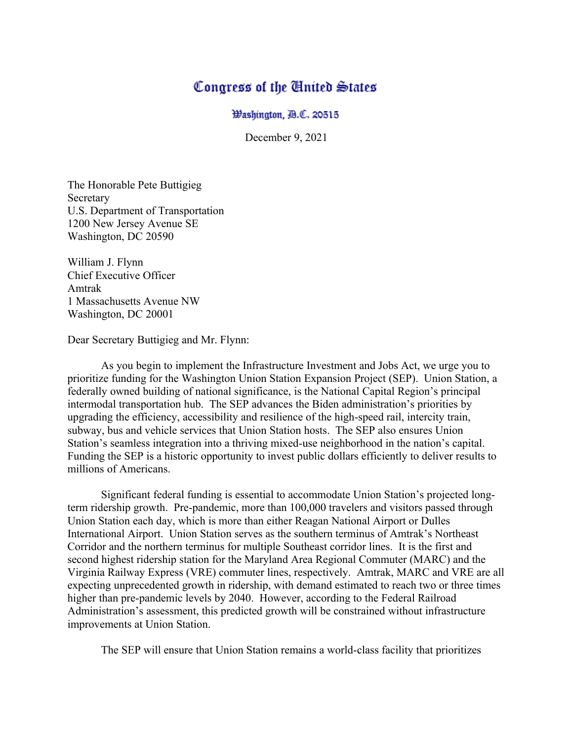# Congress of the United States

## Washington, D.C. 20515

December 9, 2021

The Honorable Pete Buttigieg
Secretary
U.S. Department of Transportation
1200 New Jersey Avenue SE
Washington, DC 20590

William J. Flynn
Chief Executive Officer
Amtrak
1 Massachusetts Avenue NW
Washington, DC 20001

Dear Secretary Buttigieg and Mr. Flynn:

As you begin to implement the Infrastructure Investment and Jobs Act, we urge you to prioritize funding for the Washington Union Station Expansion Project (SEP). Union Station, a federally owned building of national significance, is the National Capital Region's principal intermodal transportation hub. The SEP advances the Biden administration's priorities by upgrading the efficiency, accessibility and resilience of the high-speed rail, intercity train, subway, bus and vehicle services that Union Station hosts. The SEP also ensures Union Station's seamless integration into a thriving mixed-use neighborhood in the nation's capital. Funding the SEP is a historic opportunity to invest public dollars efficiently to deliver results to millions of Americans.

Significant federal funding is essential to accommodate Union Station's projected long-term ridership growth. Pre-pandemic, more than 100,000 travelers and visitors passed through Union Station each day, which is more than either Reagan National Airport or Dulles International Airport. Union Station serves as the southern terminus of Amtrak's Northeast Corridor and the northern terminus for multiple Southeast corridor lines. It is the first and second highest ridership station for the Maryland Area Regional Commuter (MARC) and the Virginia Railway Express (VRE) commuter lines, respectively. Amtrak, MARC and VRE are all expecting unprecedented growth in ridership, with demand estimated to reach two or three times higher than pre-pandemic levels by 2040. However, according to the Federal Railroad Administration's assessment, this predicted growth will be constrained without infrastructure improvements at Union Station.

The SEP will ensure that Union Station remains a world-class facility that prioritizes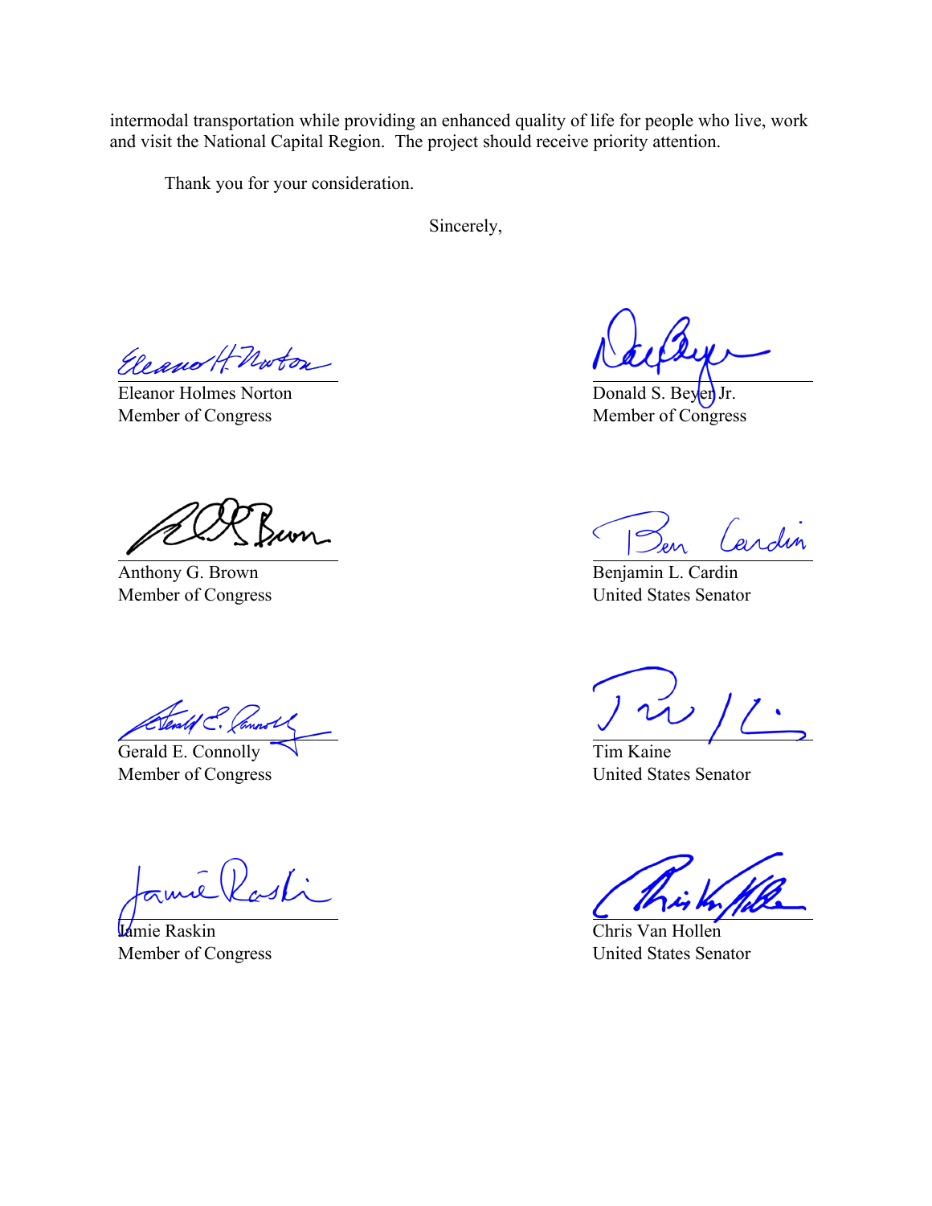intermodal transportation while providing an enhanced quality of life for people who live, work and visit the National Capital Region. The project should receive priority attention.

Thank you for your consideration.

Sincerely,

Eleanor Holmes Norton
Member of Congress

Donald S. Beyer Jr.
Member of Congress

Anthony G. Brown
Member of Congress

Benjamin L. Cardin
United States Senator

Gerald E. Connolly
Member of Congress

Tim Kaine
United States Senator

Jamie Raskin
Member of Congress

Chris Van Hollen
United States Senator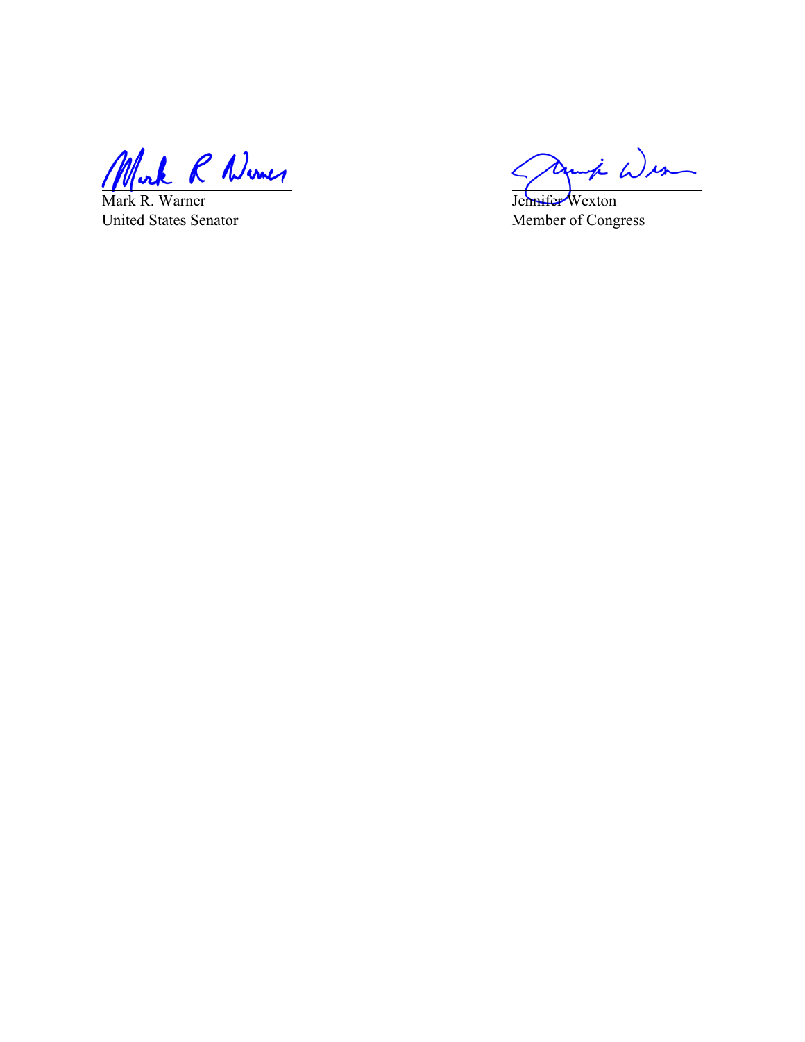Mark R. Warner
United States Senator

Jennifer Wexton
Member of Congress